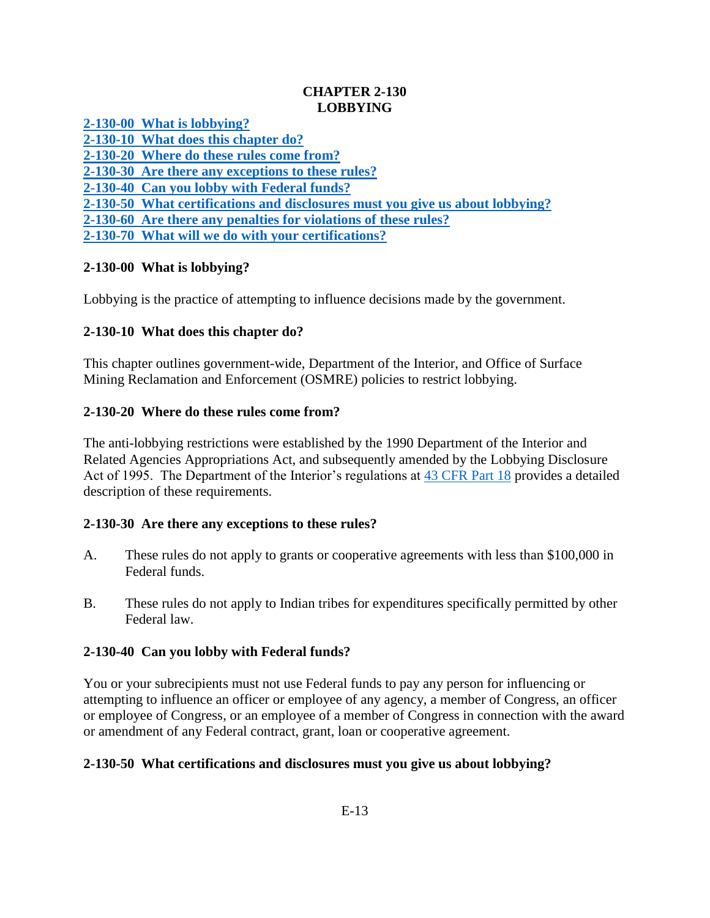# CHAPTER 2-130
# LOBBYING

[2-130-00 What is lobbying?](#)
[2-130-10 What does this chapter do?](#)
[2-130-20 Where do these rules come from?](#)
[2-130-30 Are there any exceptions to these rules?](#)
[2-130-40 Can you lobby with Federal funds?](#)
[2-130-50 What certifications and disclosures must you give us about lobbying?](#)
[2-130-60 Are there any penalties for violations of these rules?](#)
[2-130-70 What will we do with your certifications?](#)

## 2-130-00 What is lobbying?

Lobbying is the practice of attempting to influence decisions made by the government.

## 2-130-10 What does this chapter do?

This chapter outlines government-wide, Department of the Interior, and Office of Surface Mining Reclamation and Enforcement (OSMRE) policies to restrict lobbying.

## 2-130-20 Where do these rules come from?

The anti-lobbying restrictions were established by the 1990 Department of the Interior and Related Agencies Appropriations Act, and subsequently amended by the Lobbying Disclosure Act of 1995. The Department of the Interior's regulations at [43 CFR Part 18](#) provides a detailed description of these requirements.

## 2-130-30 Are there any exceptions to these rules?

A. These rules do not apply to grants or cooperative agreements with less than $100,000 in Federal funds.

B. These rules do not apply to Indian tribes for expenditures specifically permitted by other Federal law.

## 2-130-40 Can you lobby with Federal funds?

You or your subrecipients must not use Federal funds to pay any person for influencing or attempting to influence an officer or employee of any agency, a member of Congress, an officer or employee of Congress, or an employee of a member of Congress in connection with the award or amendment of any Federal contract, grant, loan or cooperative agreement.

## 2-130-50 What certifications and disclosures must you give us about lobbying?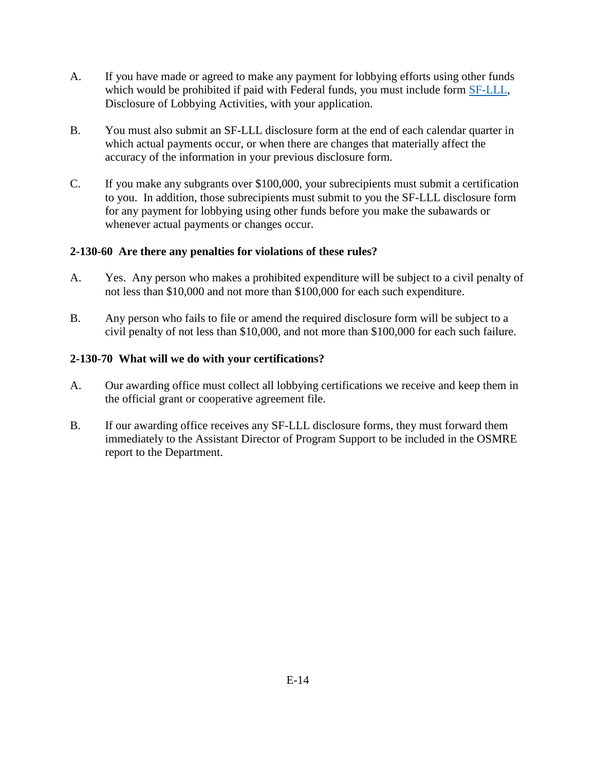A. If you have made or agreed to make any payment for lobbying efforts using other funds which would be prohibited if paid with Federal funds, you must include form SF-LLL, Disclosure of Lobbying Activities, with your application.

B. You must also submit an SF-LLL disclosure form at the end of each calendar quarter in which actual payments occur, or when there are changes that materially affect the accuracy of the information in your previous disclosure form.

C. If you make any subgrants over $100,000, your subrecipients must submit a certification to you. In addition, those subrecipients must submit to you the SF-LLL disclosure form for any payment for lobbying using other funds before you make the subawards or whenever actual payments or changes occur.

**2-130-60 Are there any penalties for violations of these rules?**

A. Yes. Any person who makes a prohibited expenditure will be subject to a civil penalty of not less than $10,000 and not more than $100,000 for each such expenditure.

B. Any person who fails to file or amend the required disclosure form will be subject to a civil penalty of not less than $10,000, and not more than $100,000 for each such failure.

**2-130-70 What will we do with your certifications?**

A. Our awarding office must collect all lobbying certifications we receive and keep them in the official grant or cooperative agreement file.

B. If our awarding office receives any SF-LLL disclosure forms, they must forward them immediately to the Assistant Director of Program Support to be included in the OSMRE report to the Department.